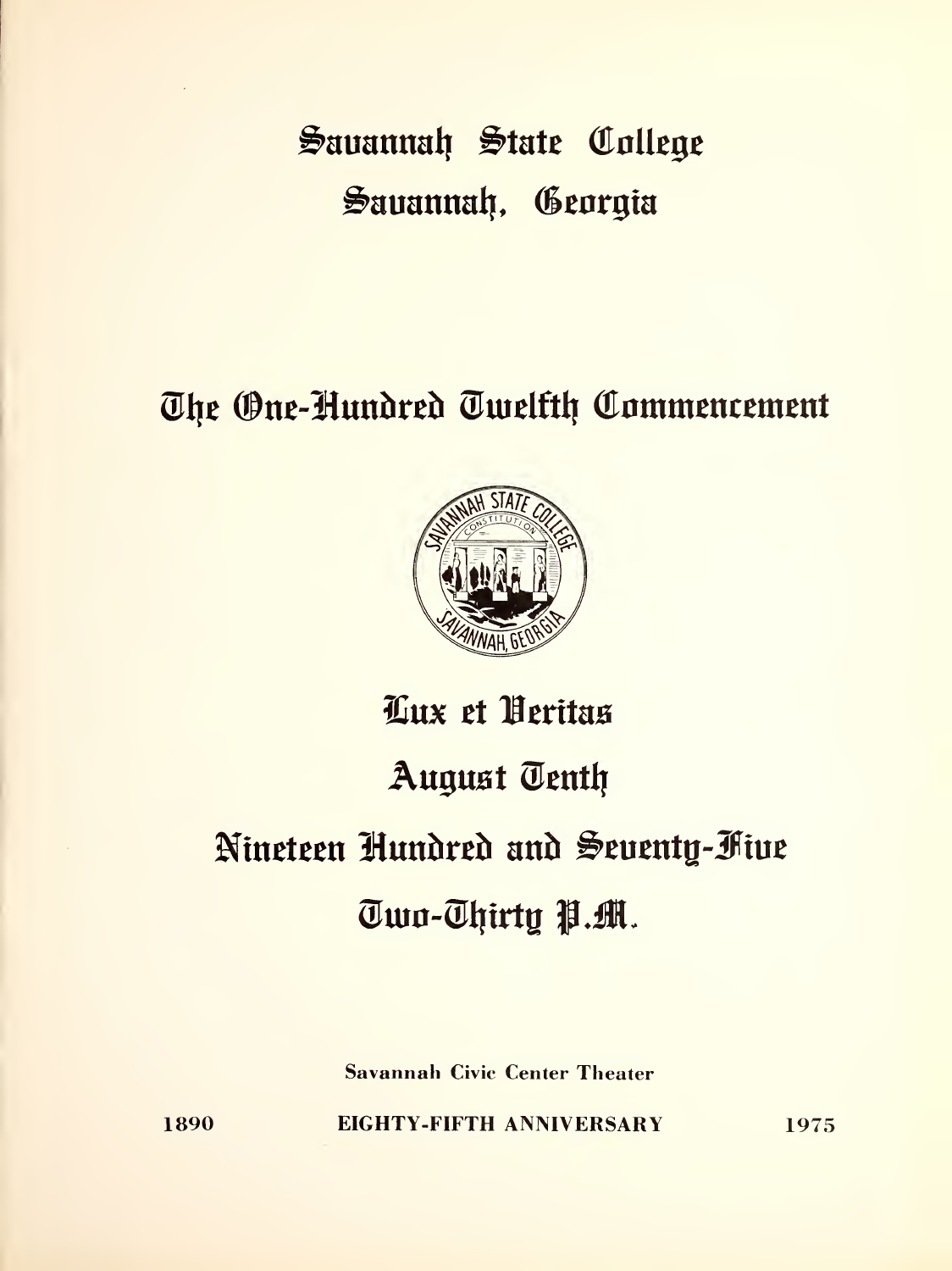# Savannah State College
# Savannah, Georgia

## The One-Hundred Twelfth Commencement

## Lux et Veritas

## August Tenth

## Nineteen Hundred and Seventy-Five

## Two-Thirty P.M.

**Savannah Civic Center Theater**

**1890 EIGHTY-FIFTH ANNIVERSARY 1975**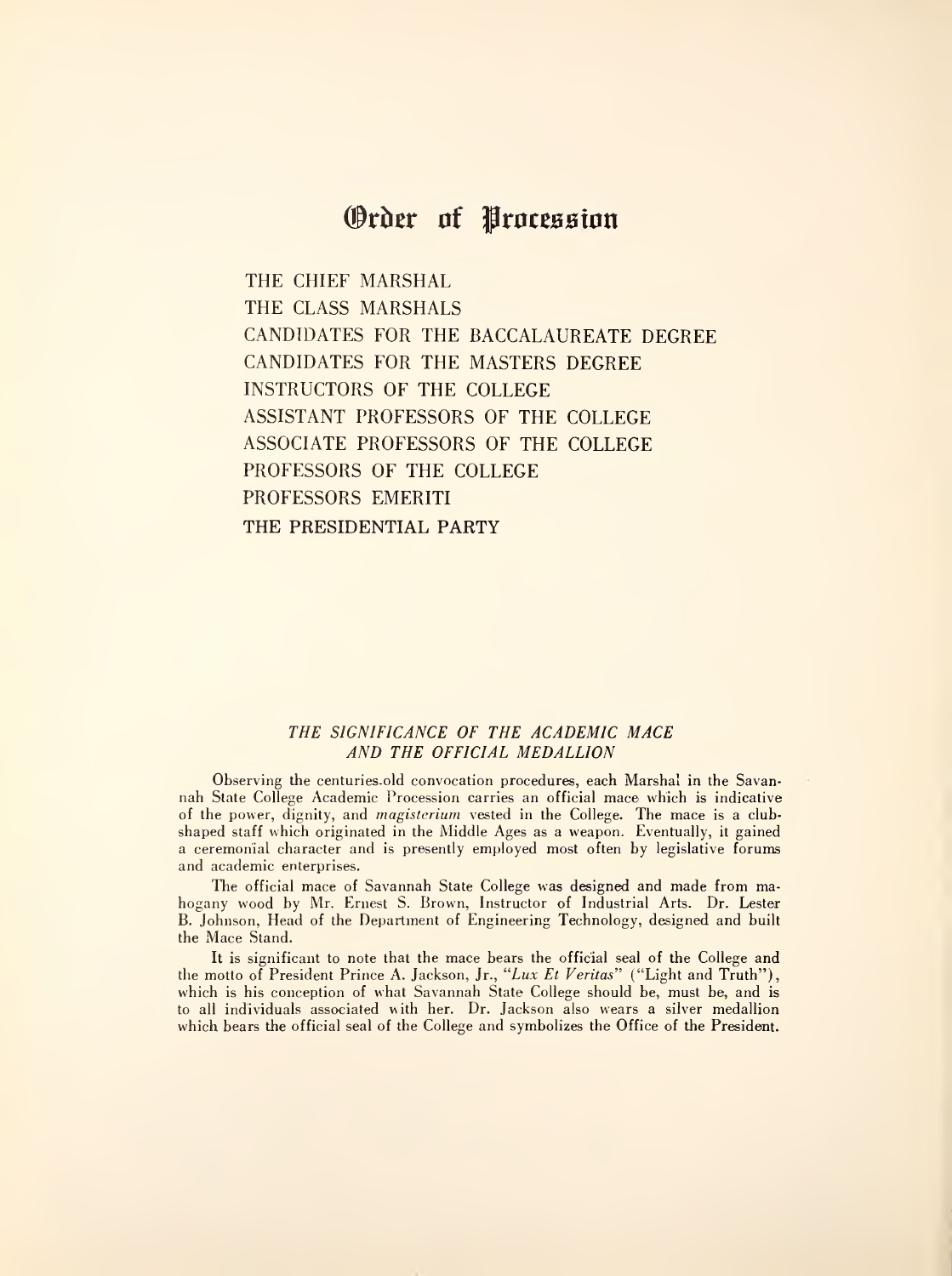# Order of Procession

THE CHIEF MARSHAL
THE CLASS MARSHALS
CANDIDATES FOR THE BACCALAUREATE DEGREE
CANDIDATES FOR THE MASTERS DEGREE
INSTRUCTORS OF THE COLLEGE
ASSISTANT PROFESSORS OF THE COLLEGE
ASSOCIATE PROFESSORS OF THE COLLEGE
PROFESSORS OF THE COLLEGE
PROFESSORS EMERITI
THE PRESIDENTIAL PARTY

### *THE SIGNIFICANCE OF THE ACADEMIC MACE AND THE OFFICIAL MEDALLION*

Observing the centuries-old convocation procedures, each Marshal in the Savannah State College Academic Procession carries an official mace which is indicative of the power, dignity, and *magisterium* vested in the College. The mace is a club-shaped staff which originated in the Middle Ages as a weapon. Eventually, it gained a ceremonial character and is presently employed most often by legislative forums and academic enterprises.

The official mace of Savannah State College was designed and made from mahogany wood by Mr. Ernest S. Brown, Instructor of Industrial Arts. Dr. Lester B. Johnson, Head of the Department of Engineering Technology, designed and built the Mace Stand.

It is significant to note that the mace bears the official seal of the College and the motto of President Prince A. Jackson, Jr., "*Lux Et Veritas*" ("Light and Truth"), which is his conception of what Savannah State College should be, must be, and is to all individuals associated with her. Dr. Jackson also wears a silver medallion which bears the official seal of the College and symbolizes the Office of the President.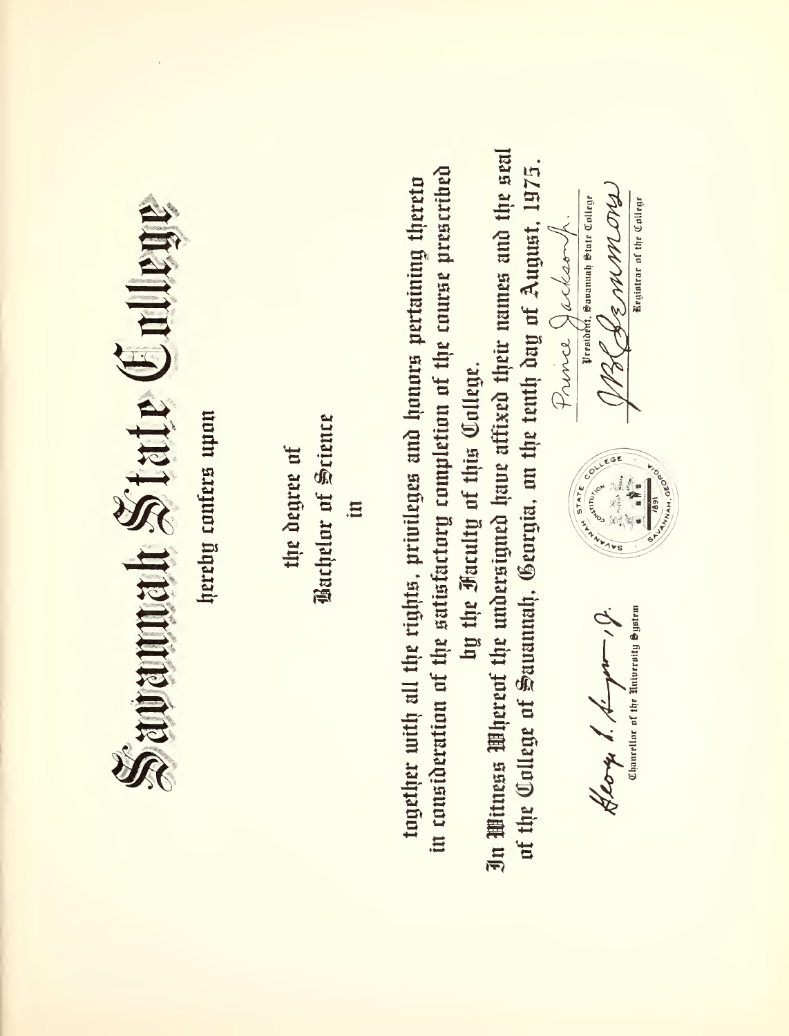# Savannah State College

hereby confers upon

the degree of

Bachelor of Science

in

together with all the rights, privileges and honors pertaining thereto in consideration of the satisfactory completion of the course prescribed by the Faculty of this College.

In Witness Whereof the undersigned have affixed their names and the seal of the College of Savannah, Georgia, on the tenth day of August, 1975.

Prince Jackson Jr.
President, Savannah State College

Chancellor of the University System

Registrar of the College

SAVANNAH STATE COLLEGE · CONSTITUTION · 1891 · SAVANNAH, GEORGIA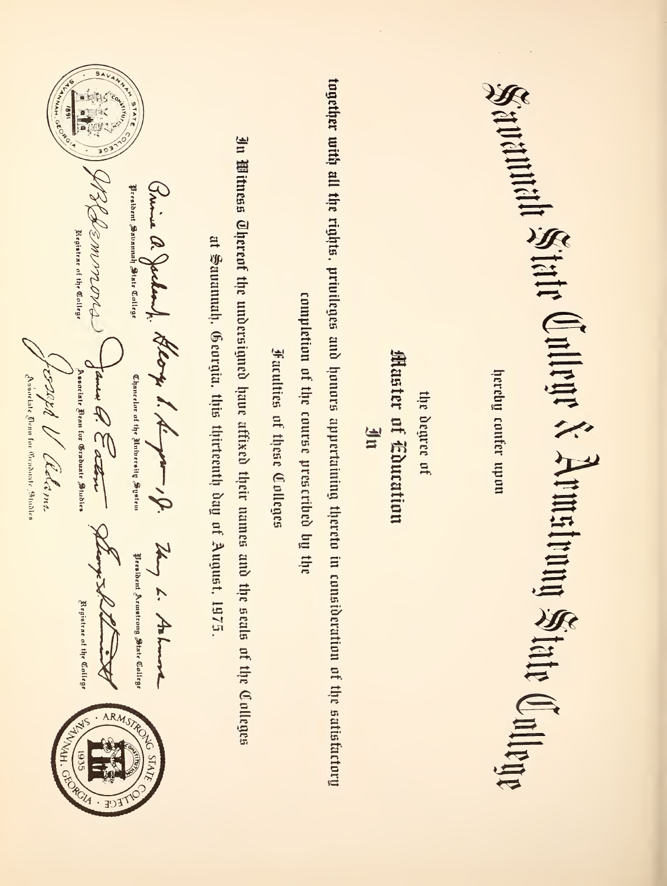# Savannah State College & Armstrong State College

hereby confer upon

the degree of

**Master of Education**

In

together with all the rights, privileges and honors appertaining thereto in consideration of the satisfactory completion of the course prescribed by the

Faculties of these Colleges

In Witness Thereof the undersigned have affixed their names and the seals of the Colleges at Savannah, Georgia, this thirteenth day of August, 1975.

President Savannah State College

Chancellor of the University System

President Armstrong State College

Registrar of the College

Associate Dean for Graduate Studies

Registrar of the College

Associate Dean for Graduate Studies

SAVANNAH STATE COLLEGE · SAVANNAH, GEORGIA · 1891 · CONSTITUTION

ARMSTRONG STATE COLLEGE · SAVANNAH, GEORGIA · 1935 · CONSTITUTION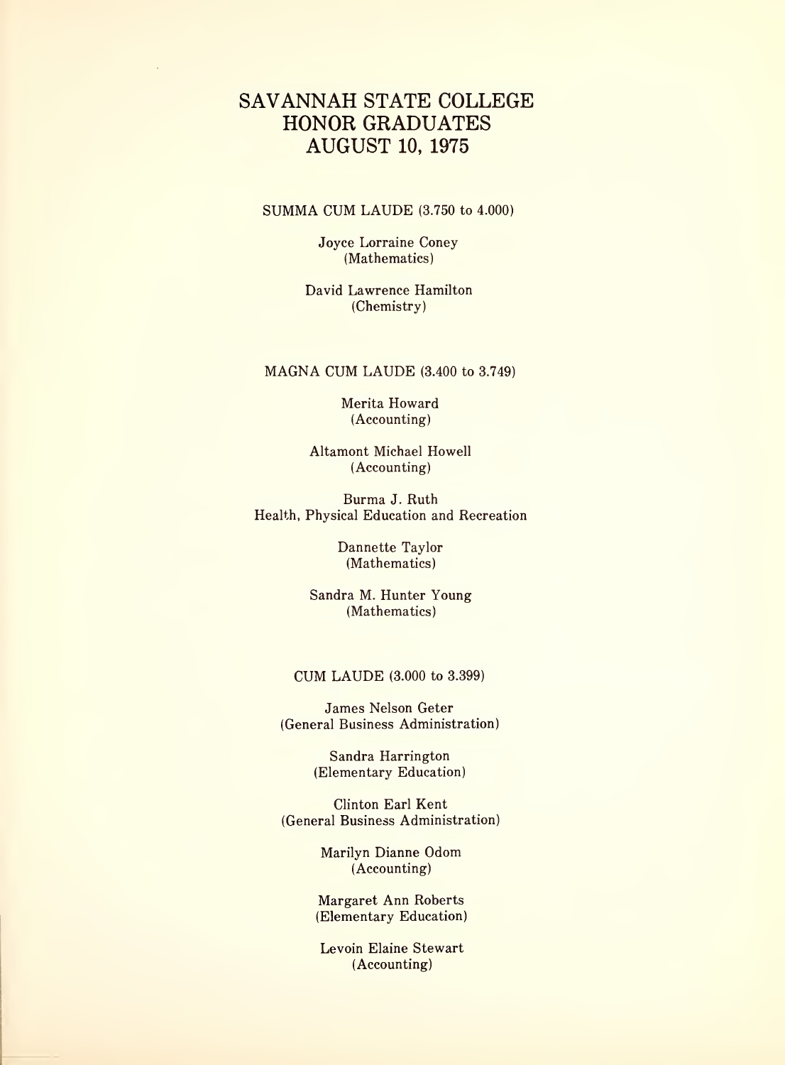# SAVANNAH STATE COLLEGE HONOR GRADUATES AUGUST 10, 1975

## SUMMA CUM LAUDE (3.750 to 4.000)

Joyce Lorraine Coney
(Mathematics)

David Lawrence Hamilton
(Chemistry)

## MAGNA CUM LAUDE (3.400 to 3.749)

Merita Howard
(Accounting)

Altamont Michael Howell
(Accounting)

Burma J. Ruth
Health, Physical Education and Recreation

Dannette Taylor
(Mathematics)

Sandra M. Hunter Young
(Mathematics)

## CUM LAUDE (3.000 to 3.399)

James Nelson Geter
(General Business Administration)

Sandra Harrington
(Elementary Education)

Clinton Earl Kent
(General Business Administration)

Marilyn Dianne Odom
(Accounting)

Margaret Ann Roberts
(Elementary Education)

Levoin Elaine Stewart
(Accounting)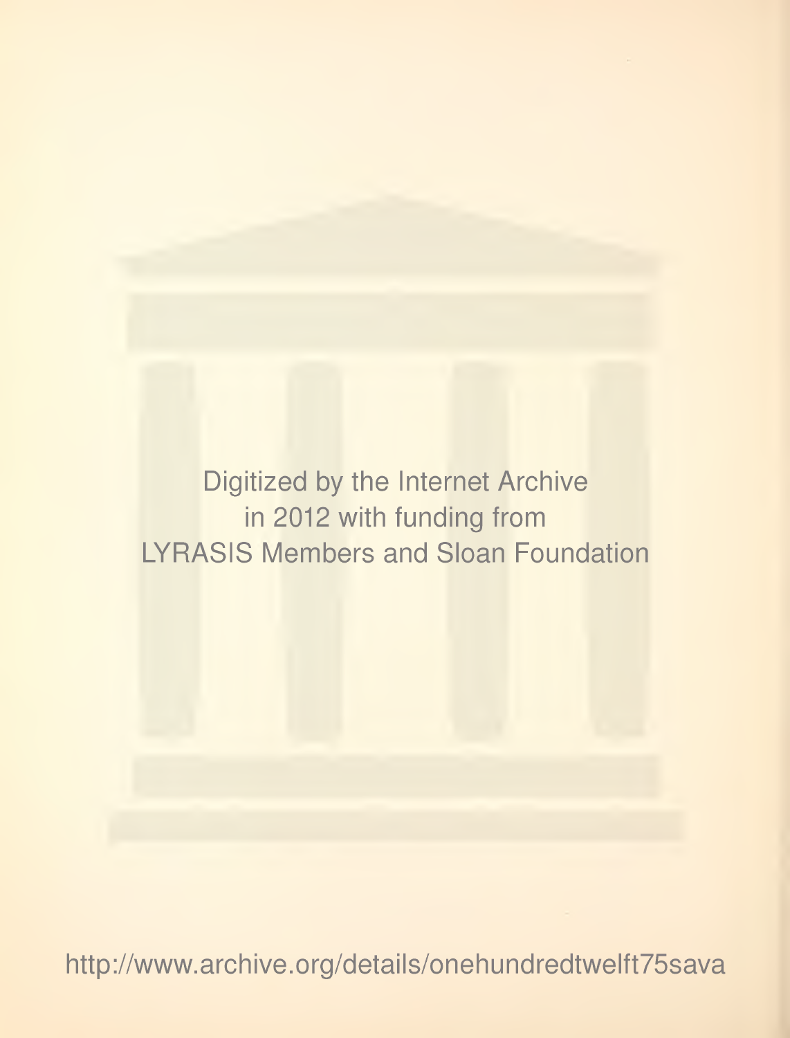Digitized by the Internet Archive
in 2012 with funding from
LYRASIS Members and Sloan Foundation

http://www.archive.org/details/onehundredtwelft75sava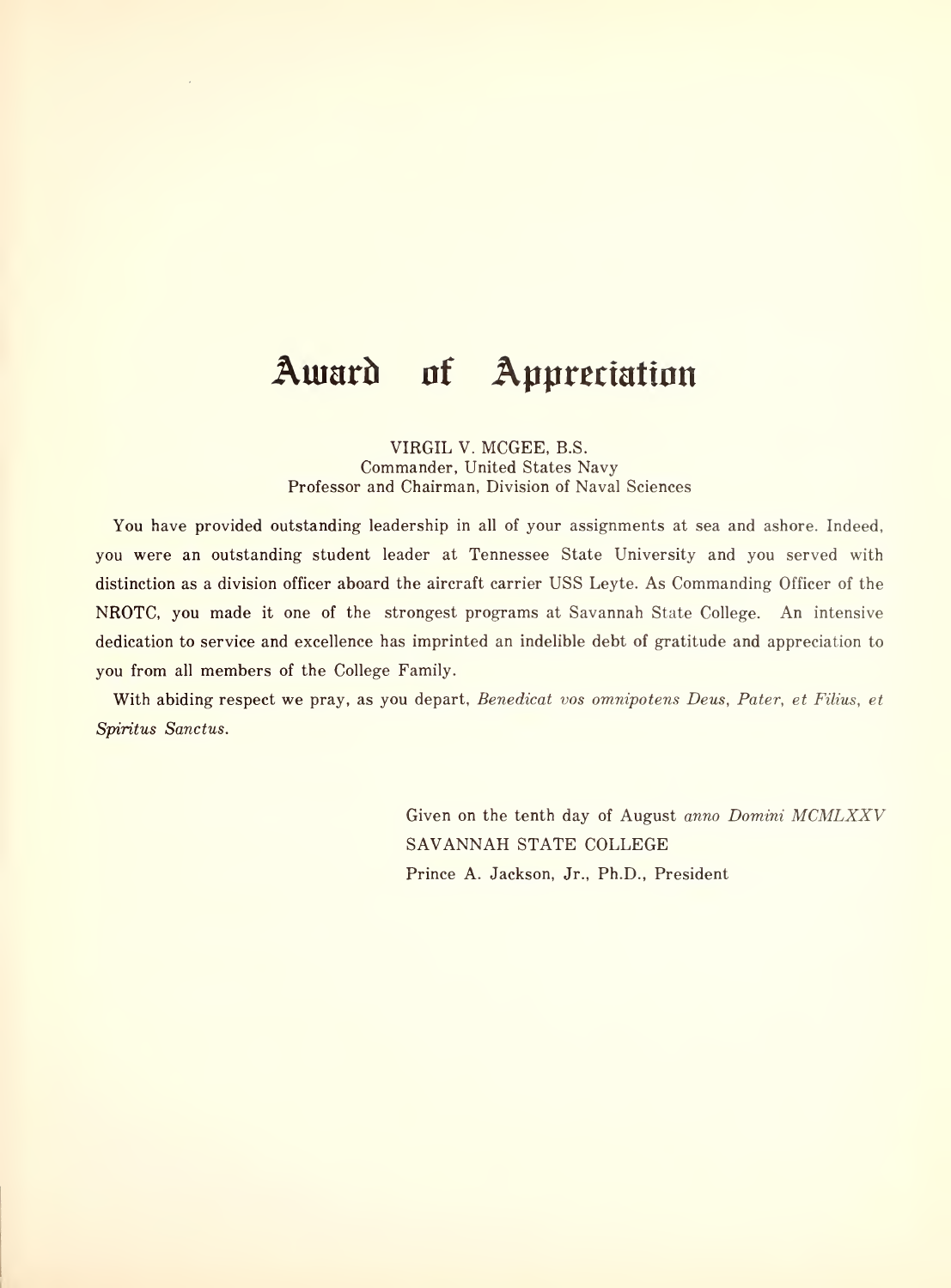# Award of Appreciation

VIRGIL V. MCGEE, B.S.
Commander, United States Navy
Professor and Chairman, Division of Naval Sciences

You have provided outstanding leadership in all of your assignments at sea and ashore. Indeed, you were an outstanding student leader at Tennessee State University and you served with distinction as a division officer aboard the aircraft carrier USS Leyte. As Commanding Officer of the NROTC, you made it one of the strongest programs at Savannah State College. An intensive dedication to service and excellence has imprinted an indelible debt of gratitude and appreciation to you from all members of the College Family.

With abiding respect we pray, as you depart, *Benedicat vos omnipotens Deus, Pater, et Filius, et Spiritus Sanctus.*

Given on the tenth day of August *anno Domini MCMLXXV*
SAVANNAH STATE COLLEGE
Prince A. Jackson, Jr., Ph.D., President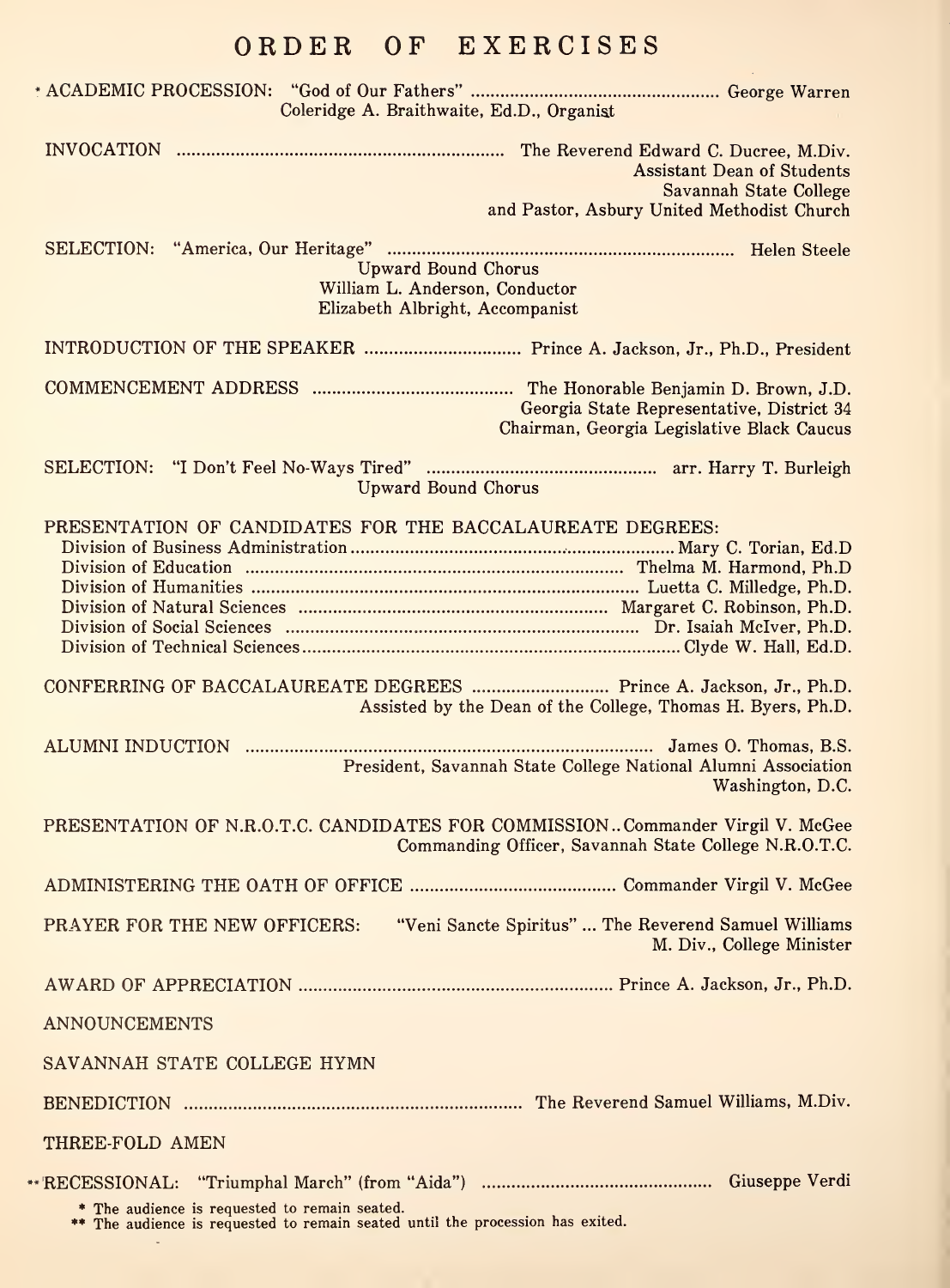# ORDER OF EXERCISES

* ACADEMIC PROCESSION: "God of Our Fathers" .................................................. George Warren
Coleridge A. Braithwaite, Ed.D., Organist

INVOCATION .................................................................. The Reverend Edward C. Ducree, M.Div.
Assistant Dean of Students
Savannah State College
and Pastor, Asbury United Methodist Church

SELECTION: "America, Our Heritage" ...................................................................... Helen Steele
Upward Bound Chorus
William L. Anderson, Conductor
Elizabeth Albright, Accompanist

INTRODUCTION OF THE SPEAKER ............................... Prince A. Jackson, Jr., Ph.D., President

COMMENCEMENT ADDRESS ........................................ The Honorable Benjamin D. Brown, J.D.
Georgia State Representative, District 34
Chairman, Georgia Legislative Black Caucus

SELECTION: "I Don't Feel No-Ways Tired" .............................................. arr. Harry T. Burleigh
Upward Bound Chorus

PRESENTATION OF CANDIDATES FOR THE BACCALAUREATE DEGREES:
Division of Business Administration ........................................................................ Mary C. Torian, Ed.D
Division of Education .......................................................................... Thelma M. Harmond, Ph.D
Division of Humanities .............................................................................. Luetta C. Milledge, Ph.D.
Division of Natural Sciences .............................................................. Margaret C. Robinson, Ph.D.
Division of Social Sciences ....................................................................... Dr. Isaiah McIver, Ph.D.
Division of Technical Sciences ................................................................................ Clyde W. Hall, Ed.D.

CONFERRING OF BACCALAUREATE DEGREES ........................... Prince A. Jackson, Jr., Ph.D.
Assisted by the Dean of the College, Thomas H. Byers, Ph.D.

ALUMNI INDUCTION ................................................................................ James O. Thomas, B.S.
President, Savannah State College National Alumni Association
Washington, D.C.

PRESENTATION OF N.R.O.T.C. CANDIDATES FOR COMMISSION .. Commander Virgil V. McGee
Commanding Officer, Savannah State College N.R.O.T.C.

ADMINISTERING THE OATH OF OFFICE ......................................... Commander Virgil V. McGee

PRAYER FOR THE NEW OFFICERS: "Veni Sancte Spiritus" ... The Reverend Samuel Williams
M. Div., College Minister

AWARD OF APPRECIATION ............................................................... Prince A. Jackson, Jr., Ph.D.

ANNOUNCEMENTS

SAVANNAH STATE COLLEGE HYMN

BENEDICTION .................................................................... The Reverend Samuel Williams, M.Div.

THREE-FOLD AMEN

** RECESSIONAL: "Triumphal March" (from "Aida") .............................................. Giuseppe Verdi

\* The audience is requested to remain seated.
\** The audience is requested to remain seated until the procession has exited.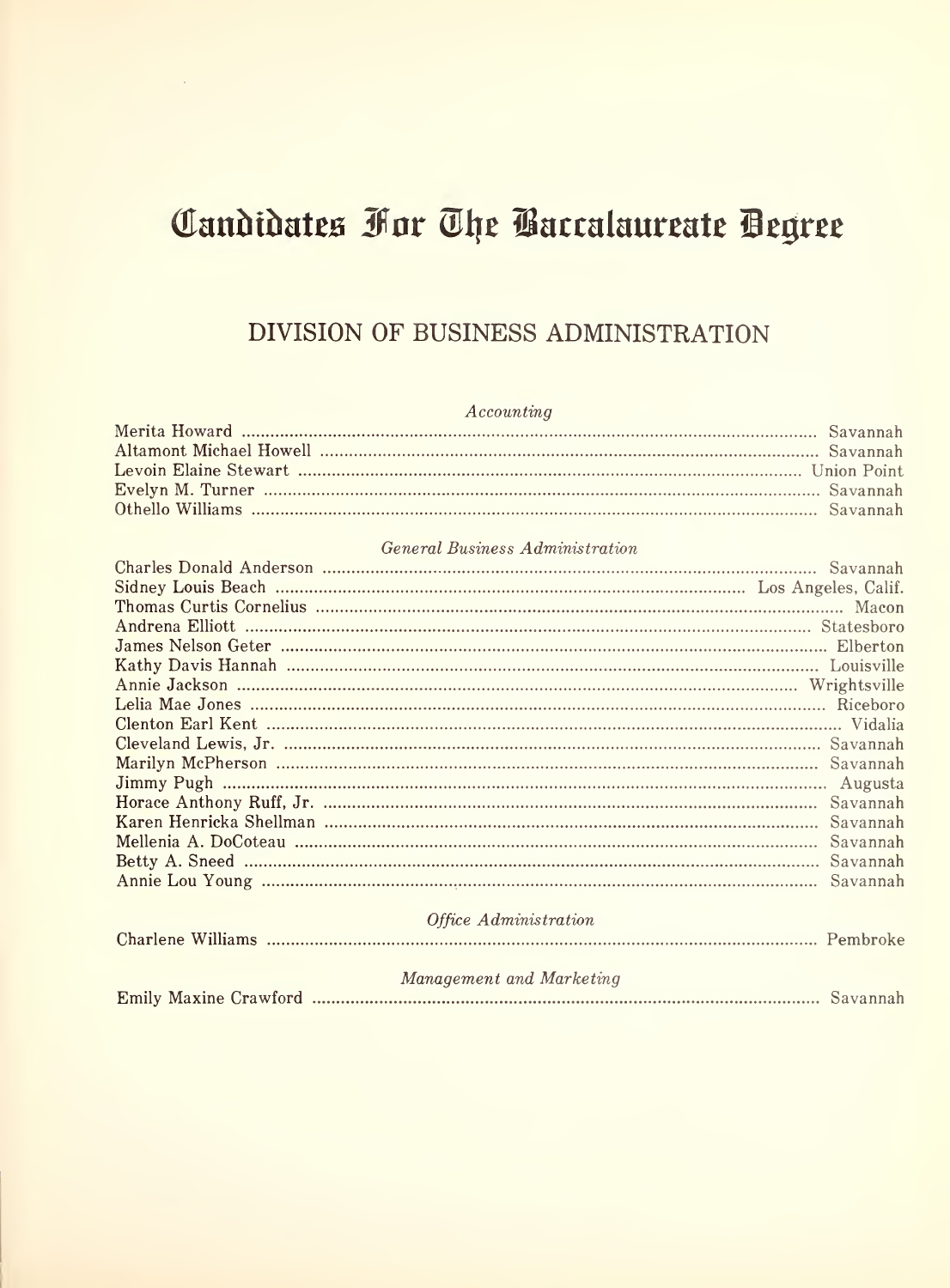# Candidates For The Baccalaureate Degree

## DIVISION OF BUSINESS ADMINISTRATION

*Accounting*

Merita Howard ..... Savannah
Altamont Michael Howell ..... Savannah
Levoin Elaine Stewart ..... Union Point
Evelyn M. Turner ..... Savannah
Othello Williams ..... Savannah

*General Business Administration*

Charles Donald Anderson ..... Savannah
Sidney Louis Beach ..... Los Angeles, Calif.
Thomas Curtis Cornelius ..... Macon
Andrena Elliott ..... Statesboro
James Nelson Geter ..... Elberton
Kathy Davis Hannah ..... Louisville
Annie Jackson ..... Wrightsville
Lelia Mae Jones ..... Riceboro
Clenton Earl Kent ..... Vidalia
Cleveland Lewis, Jr. ..... Savannah
Marilyn McPherson ..... Savannah
Jimmy Pugh ..... Augusta
Horace Anthony Ruff, Jr. ..... Savannah
Karen Henricka Shellman ..... Savannah
Mellenia A. DoCoteau ..... Savannah
Betty A. Sneed ..... Savannah
Annie Lou Young ..... Savannah

*Office Administration*

Charlene Williams ..... Pembroke

*Management and Marketing*

Emily Maxine Crawford ..... Savannah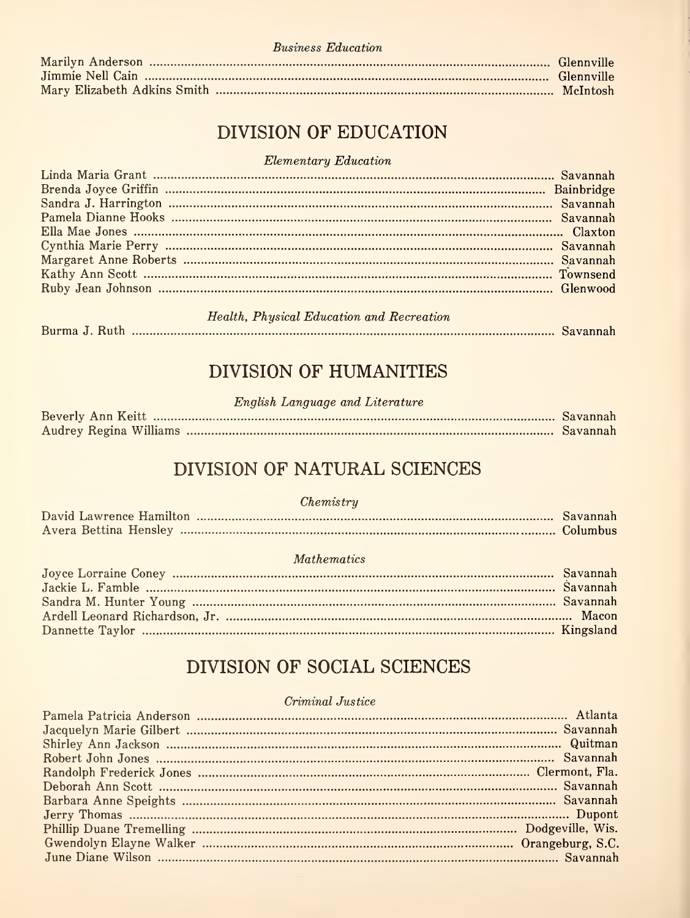*Business Education*

Marilyn Anderson ........ Glennville
Jimmie Nell Cain ........ Glennville
Mary Elizabeth Adkins Smith ........ McIntosh

## DIVISION OF EDUCATION

*Elementary Education*

Linda Maria Grant ........ Savannah
Brenda Joyce Griffin ........ Bainbridge
Sandra J. Harrington ........ Savannah
Pamela Dianne Hooks ........ Savannah
Ella Mae Jones ........ Claxton
Cynthia Marie Perry ........ Savannah
Margaret Anne Roberts ........ Savannah
Kathy Ann Scott ........ Townsend
Ruby Jean Johnson ........ Glenwood

*Health, Physical Education and Recreation*

Burma J. Ruth ........ Savannah

## DIVISION OF HUMANITIES

*English Language and Literature*

Beverly Ann Keitt ........ Savannah
Audrey Regina Williams ........ Savannah

## DIVISION OF NATURAL SCIENCES

*Chemistry*

David Lawrence Hamilton ........ Savannah
Avera Bettina Hensley ........ Columbus

*Mathematics*

Joyce Lorraine Coney ........ Savannah
Jackie L. Famble ........ Savannah
Sandra M. Hunter Young ........ Savannah
Ardell Leonard Richardson, Jr. ........ Macon
Dannette Taylor ........ Kingsland

## DIVISION OF SOCIAL SCIENCES

*Criminal Justice*

Pamela Patricia Anderson ........ Atlanta
Jacquelyn Marie Gilbert ........ Savannah
Shirley Ann Jackson ........ Quitman
Robert John Jones ........ Savannah
Randolph Frederick Jones ........ Clermont, Fla.
Deborah Ann Scott ........ Savannah
Barbara Anne Speights ........ Savannah
Jerry Thomas ........ Dupont
Phillip Duane Tremelling ........ Dodgeville, Wis.
Gwendolyn Elayne Walker ........ Orangeburg, S.C.
June Diane Wilson ........ Savannah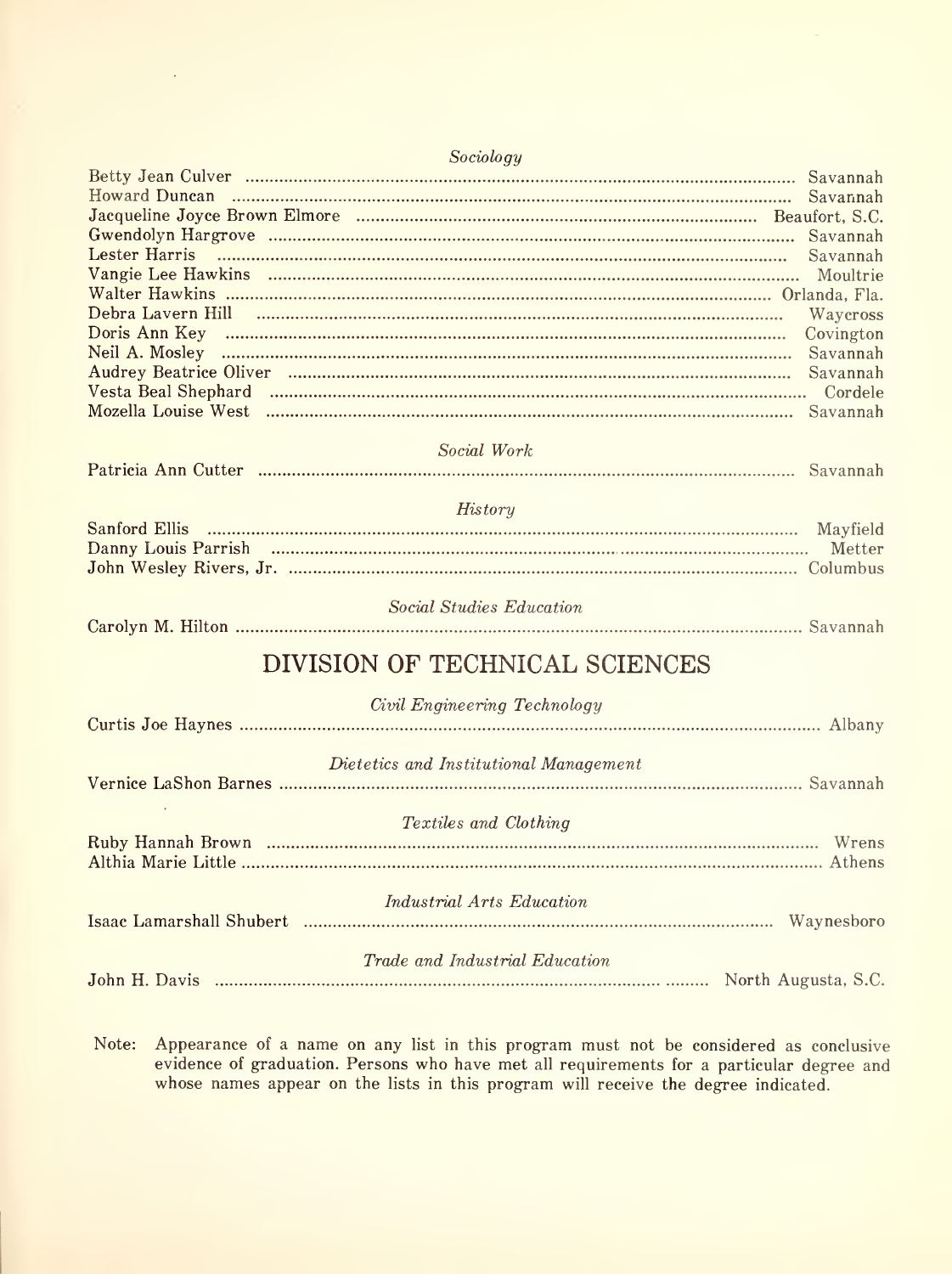*Sociology*

Betty Jean Culver ........ Savannah
Howard Duncan ........ Savannah
Jacqueline Joyce Brown Elmore ........ Beaufort, S.C.
Gwendolyn Hargrove ........ Savannah
Lester Harris ........ Savannah
Vangie Lee Hawkins ........ Moultrie
Walter Hawkins ........ Orlanda, Fla.
Debra Lavern Hill ........ Waycross
Doris Ann Key ........ Covington
Neil A. Mosley ........ Savannah
Audrey Beatrice Oliver ........ Savannah
Vesta Beal Shephard ........ Cordele
Mozella Louise West ........ Savannah

*Social Work*

Patricia Ann Cutter ........ Savannah

*History*

Sanford Ellis ........ Mayfield
Danny Louis Parrish ........ Metter
John Wesley Rivers, Jr. ........ Columbus

*Social Studies Education*

Carolyn M. Hilton ........ Savannah

## DIVISION OF TECHNICAL SCIENCES

*Civil Engineering Technology*

Curtis Joe Haynes ........ Albany

*Dietetics and Institutional Management*

Vernice LaShon Barnes ........ Savannah

*Textiles and Clothing*

Ruby Hannah Brown ........ Wrens
Althia Marie Little ........ Athens

*Industrial Arts Education*

Isaac Lamarshall Shubert ........ Waynesboro

*Trade and Industrial Education*

John H. Davis ........ North Augusta, S.C.

Note: Appearance of a name on any list in this program must not be considered as conclusive evidence of graduation. Persons who have met all requirements for a particular degree and whose names appear on the lists in this program will receive the degree indicated.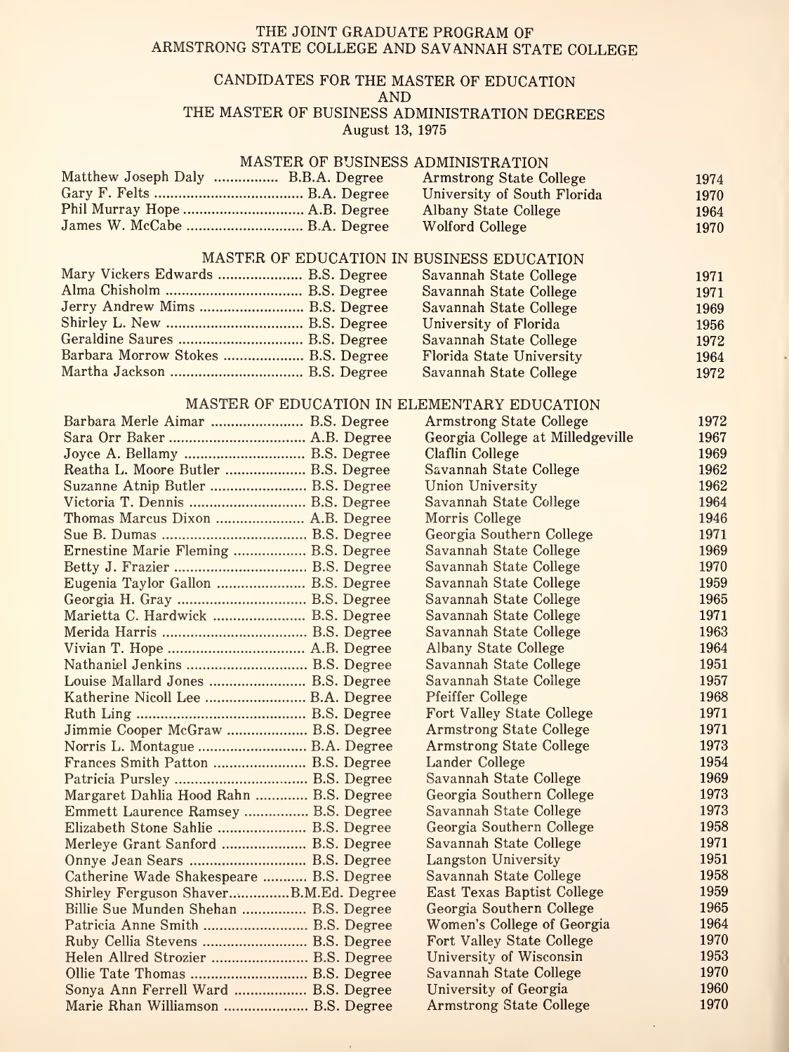THE JOINT GRADUATE PROGRAM OF
ARMSTRONG STATE COLLEGE AND SAVANNAH STATE COLLEGE

CANDIDATES FOR THE MASTER OF EDUCATION
AND
THE MASTER OF BUSINESS ADMINISTRATION DEGREES
August 13, 1975

## MASTER OF BUSINESS ADMINISTRATION

| Name | Degree | Institution | Year |
|---|---|---|---|
| Matthew Joseph Daly | B.B.A. Degree | Armstrong State College | 1974 |
| Gary F. Felts | B.A. Degree | University of South Florida | 1970 |
| Phil Murray Hope | A.B. Degree | Albany State College | 1964 |
| James W. McCabe | B.A. Degree | Wolford College | 1970 |

## MASTER OF EDUCATION IN BUSINESS EDUCATION

| Name | Degree | Institution | Year |
|---|---|---|---|
| Mary Vickers Edwards | B.S. Degree | Savannah State College | 1971 |
| Alma Chisholm | B.S. Degree | Savannah State College | 1971 |
| Jerry Andrew Mims | B.S. Degree | Savannah State College | 1969 |
| Shirley L. New | B.S. Degree | University of Florida | 1956 |
| Geraldine Saures | B.S. Degree | Savannah State College | 1972 |
| Barbara Morrow Stokes | B.S. Degree | Florida State University | 1964 |
| Martha Jackson | B.S. Degree | Savannah State College | 1972 |

## MASTER OF EDUCATION IN ELEMENTARY EDUCATION

| Name | Degree | Institution | Year |
|---|---|---|---|
| Barbara Merle Aimar | B.S. Degree | Armstrong State College | 1972 |
| Sara Orr Baker | A.B. Degree | Georgia College at Milledgeville | 1967 |
| Joyce A. Bellamy | B.S. Degree | Claflin College | 1969 |
| Reatha L. Moore Butler | B.S. Degree | Savannah State College | 1962 |
| Suzanne Atnip Butler | B.S. Degree | Union University | 1962 |
| Victoria T. Dennis | B.S. Degree | Savannah State College | 1964 |
| Thomas Marcus Dixon | A.B. Degree | Morris College | 1946 |
| Sue B. Dumas | B.S. Degree | Georgia Southern College | 1971 |
| Ernestine Marie Fleming | B.S. Degree | Savannah State College | 1969 |
| Betty J. Frazier | B.S. Degree | Savannah State College | 1970 |
| Eugenia Taylor Gallon | B.S. Degree | Savannah State College | 1959 |
| Georgia H. Gray | B.S. Degree | Savannah State College | 1965 |
| Marietta C. Hardwick | B.S. Degree | Savannah State College | 1971 |
| Merida Harris | B.S. Degree | Savannah State College | 1963 |
| Vivian T. Hope | A.B. Degree | Albany State College | 1964 |
| Nathaniel Jenkins | B.S. Degree | Savannah State College | 1951 |
| Louise Mallard Jones | B.S. Degree | Savannah State College | 1957 |
| Katherine Nicoll Lee | B.A. Degree | Pfeiffer College | 1968 |
| Ruth Ling | B.S. Degree | Fort Valley State College | 1971 |
| Jimmie Cooper McGraw | B.S. Degree | Armstrong State College | 1971 |
| Norris L. Montague | B.A. Degree | Armstrong State College | 1973 |
| Frances Smith Patton | B.S. Degree | Lander College | 1954 |
| Patricia Pursley | B.S. Degree | Savannah State College | 1969 |
| Margaret Dahlia Hood Rahn | B.S. Degree | Georgia Southern College | 1973 |
| Emmett Laurence Ramsey | B.S. Degree | Savannah State College | 1973 |
| Elizabeth Stone Sahlie | B.S. Degree | Georgia Southern College | 1958 |
| Merleye Grant Sanford | B.S. Degree | Savannah State College | 1971 |
| Onnye Jean Sears | B.S. Degree | Langston University | 1951 |
| Catherine Wade Shakespeare | B.S. Degree | Savannah State College | 1958 |
| Shirley Ferguson Shaver | B.M.Ed. Degree | East Texas Baptist College | 1959 |
| Billie Sue Munden Shehan | B.S. Degree | Georgia Southern College | 1965 |
| Patricia Anne Smith | B.S. Degree | Women's College of Georgia | 1964 |
| Ruby Cellia Stevens | B.S. Degree | Fort Valley State College | 1970 |
| Helen Allred Strozier | B.S. Degree | University of Wisconsin | 1953 |
| Ollie Tate Thomas | B.S. Degree | Savannah State College | 1970 |
| Sonya Ann Ferrell Ward | B.S. Degree | University of Georgia | 1960 |
| Marie Rhan Williamson | B.S. Degree | Armstrong State College | 1970 |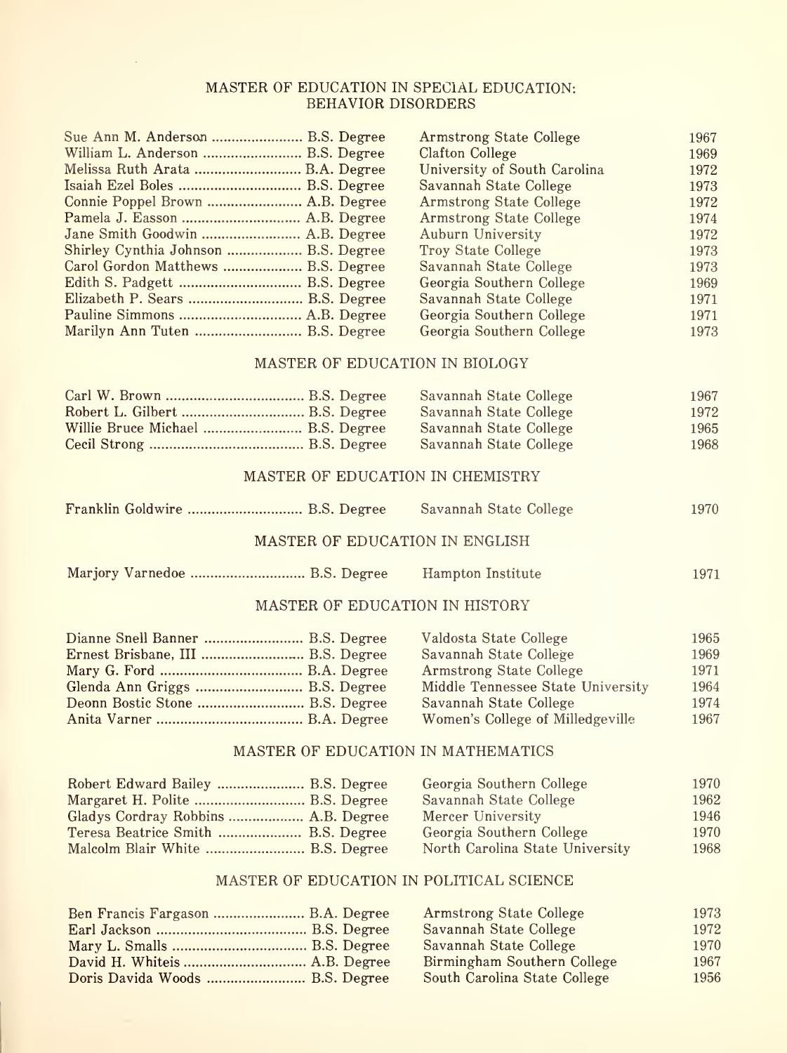## MASTER OF EDUCATION IN SPECIAL EDUCATION: BEHAVIOR DISORDERS

| Name | Degree | Institution | Year |
|---|---|---|---|
| Sue Ann M. Anderson | B.S. Degree | Armstrong State College | 1967 |
| William L. Anderson | B.S. Degree | Clafton College | 1969 |
| Melissa Ruth Arata | B.A. Degree | University of South Carolina | 1972 |
| Isaiah Ezel Boles | B.S. Degree | Savannah State College | 1973 |
| Connie Poppel Brown | A.B. Degree | Armstrong State College | 1972 |
| Pamela J. Easson | A.B. Degree | Armstrong State College | 1974 |
| Jane Smith Goodwin | A.B. Degree | Auburn University | 1972 |
| Shirley Cynthia Johnson | B.S. Degree | Troy State College | 1973 |
| Carol Gordon Matthews | B.S. Degree | Savannah State College | 1973 |
| Edith S. Padgett | B.S. Degree | Georgia Southern College | 1969 |
| Elizabeth P. Sears | B.S. Degree | Savannah State College | 1971 |
| Pauline Simmons | A.B. Degree | Georgia Southern College | 1971 |
| Marilyn Ann Tuten | B.S. Degree | Georgia Southern College | 1973 |

## MASTER OF EDUCATION IN BIOLOGY

| Name | Degree | Institution | Year |
|---|---|---|---|
| Carl W. Brown | B.S. Degree | Savannah State College | 1967 |
| Robert L. Gilbert | B.S. Degree | Savannah State College | 1972 |
| Willie Bruce Michael | B.S. Degree | Savannah State College | 1965 |
| Cecil Strong | B.S. Degree | Savannah State College | 1968 |

## MASTER OF EDUCATION IN CHEMISTRY

| Name | Degree | Institution | Year |
|---|---|---|---|
| Franklin Goldwire | B.S. Degree | Savannah State College | 1970 |

## MASTER OF EDUCATION IN ENGLISH

| Name | Degree | Institution | Year |
|---|---|---|---|
| Marjory Varnedoe | B.S. Degree | Hampton Institute | 1971 |

## MASTER OF EDUCATION IN HISTORY

| Name | Degree | Institution | Year |
|---|---|---|---|
| Dianne Snell Banner | B.S. Degree | Valdosta State College | 1965 |
| Ernest Brisbane, III | B.S. Degree | Savannah State College | 1969 |
| Mary G. Ford | B.A. Degree | Armstrong State College | 1971 |
| Glenda Ann Griggs | B.S. Degree | Middle Tennessee State University | 1964 |
| Deonn Bostic Stone | B.S. Degree | Savannah State College | 1974 |
| Anita Varner | B.A. Degree | Women's College of Milledgeville | 1967 |

## MASTER OF EDUCATION IN MATHEMATICS

| Name | Degree | Institution | Year |
|---|---|---|---|
| Robert Edward Bailey | B.S. Degree | Georgia Southern College | 1970 |
| Margaret H. Polite | B.S. Degree | Savannah State College | 1962 |
| Gladys Cordray Robbins | A.B. Degree | Mercer University | 1946 |
| Teresa Beatrice Smith | B.S. Degree | Georgia Southern College | 1970 |
| Malcolm Blair White | B.S. Degree | North Carolina State University | 1968 |

## MASTER OF EDUCATION IN POLITICAL SCIENCE

| Name | Degree | Institution | Year |
|---|---|---|---|
| Ben Francis Fargason | B.A. Degree | Armstrong State College | 1973 |
| Earl Jackson | B.S. Degree | Savannah State College | 1972 |
| Mary L. Smalls | B.S. Degree | Savannah State College | 1970 |
| David H. Whiteis | A.B. Degree | Birmingham Southern College | 1967 |
| Doris Davida Woods | B.S. Degree | South Carolina State College | 1956 |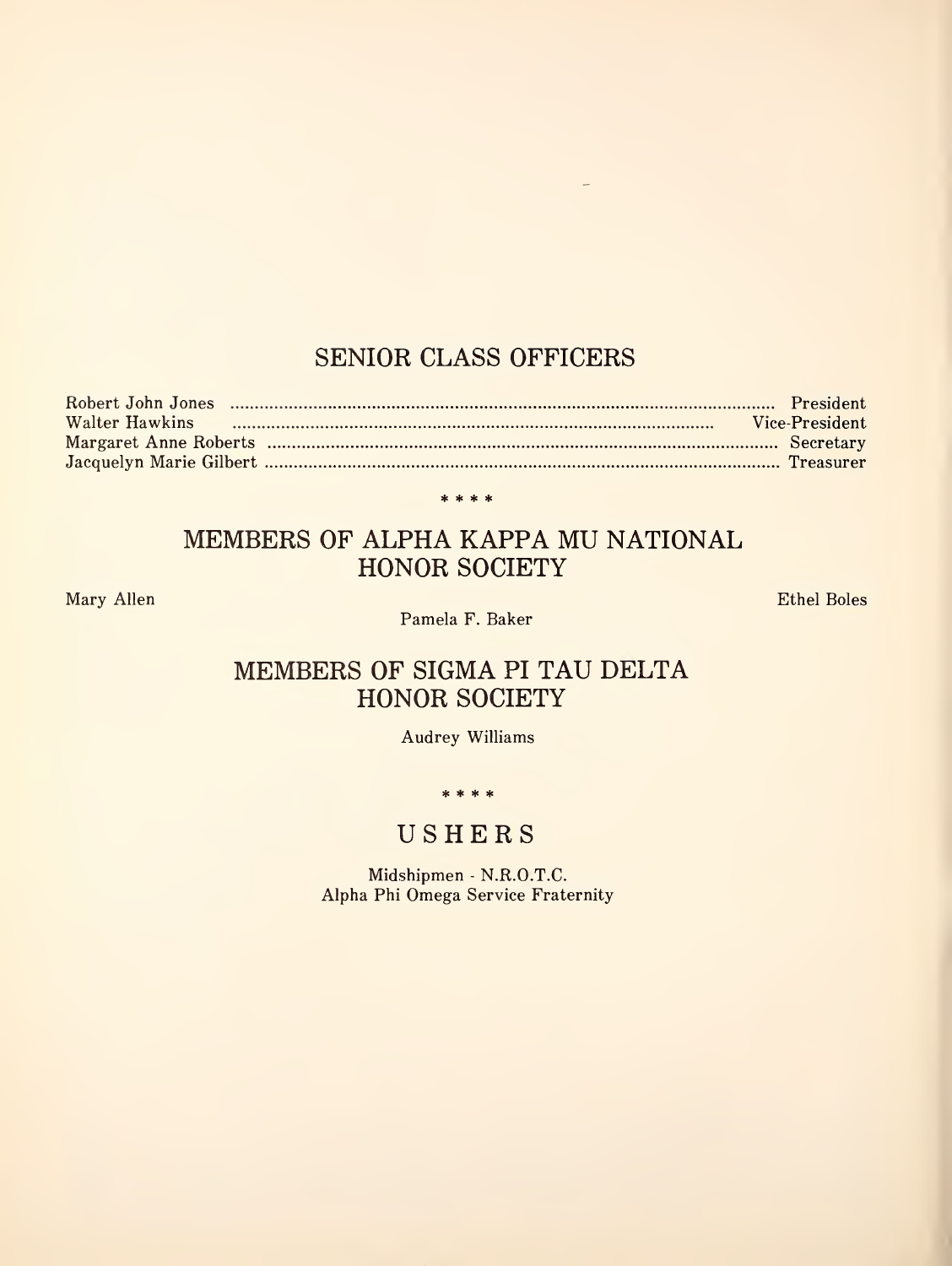## SENIOR CLASS OFFICERS

Robert John Jones ........ President
Walter Hawkins ........ Vice-President
Margaret Anne Roberts ........ Secretary
Jacquelyn Marie Gilbert ........ Treasurer

\* \* \* \*

## MEMBERS OF ALPHA KAPPA MU NATIONAL HONOR SOCIETY

Mary Allen

Ethel Boles

Pamela F. Baker

## MEMBERS OF SIGMA PI TAU DELTA HONOR SOCIETY

Audrey Williams

\* \* \* \*

## USHERS

Midshipmen - N.R.O.T.C.
Alpha Phi Omega Service Fraternity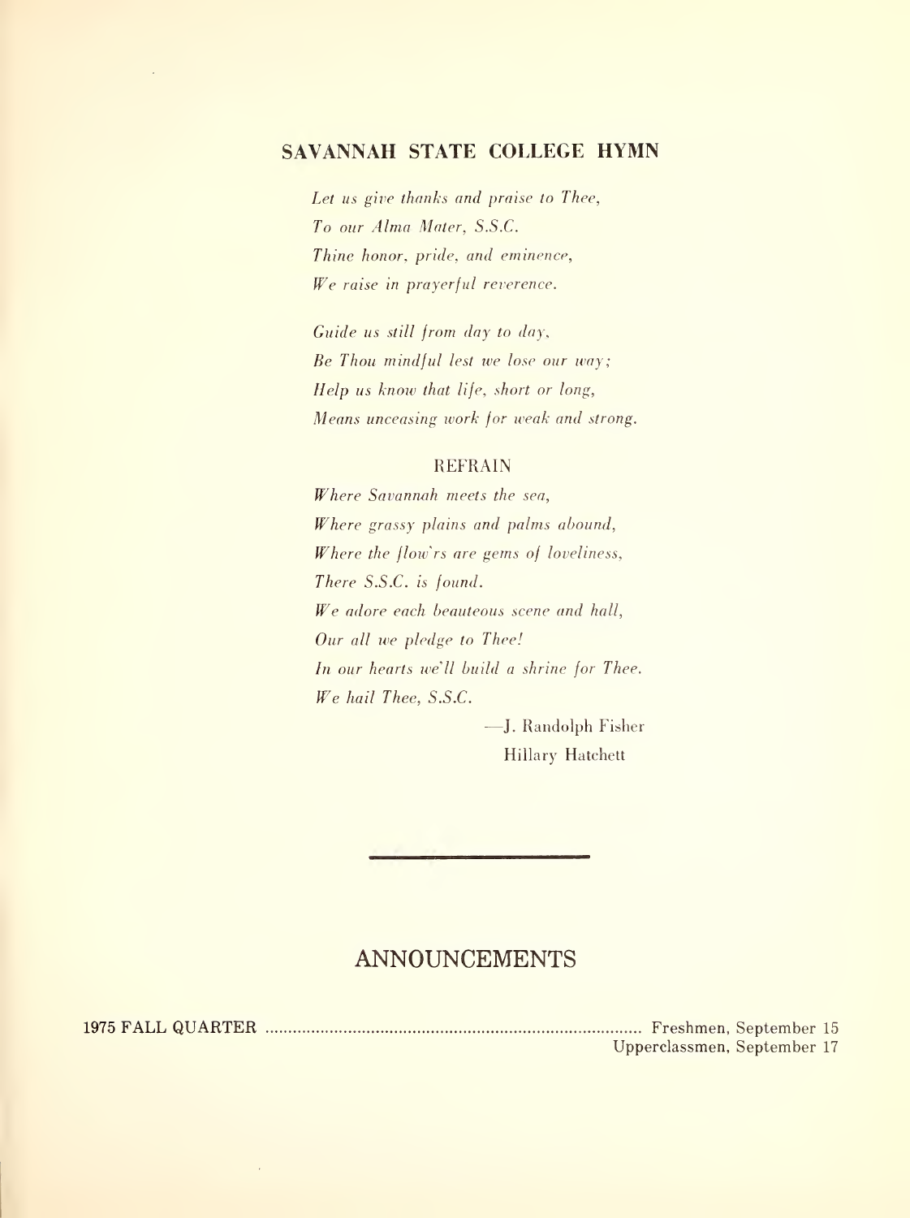## SAVANNAH STATE COLLEGE HYMN

*Let us give thanks and praise to Thee,*
*To our Alma Mater, S.S.C.*
*Thine honor, pride, and eminence,*
*We raise in prayerful reverence.*

*Guide us still from day to day,*
*Be Thou mindful lest we lose our way;*
*Help us know that life, short or long,*
*Means unceasing work for weak and strong.*

REFRAIN

*Where Savannah meets the sea,*
*Where grassy plains and palms abound,*
*Where the flow'rs are gems of loveliness,*
*There S.S.C. is found.*
*We adore each beauteous scene and hall,*
*Our all we pledge to Thee!*
*In our hearts we'll build a shrine for Thee.*
*We hail Thee, S.S.C.*

—J. Randolph Fisher
Hillary Hatchett

---

## ANNOUNCEMENTS

**1975 FALL QUARTER** .................... Freshmen, September 15
Upperclassmen, September 17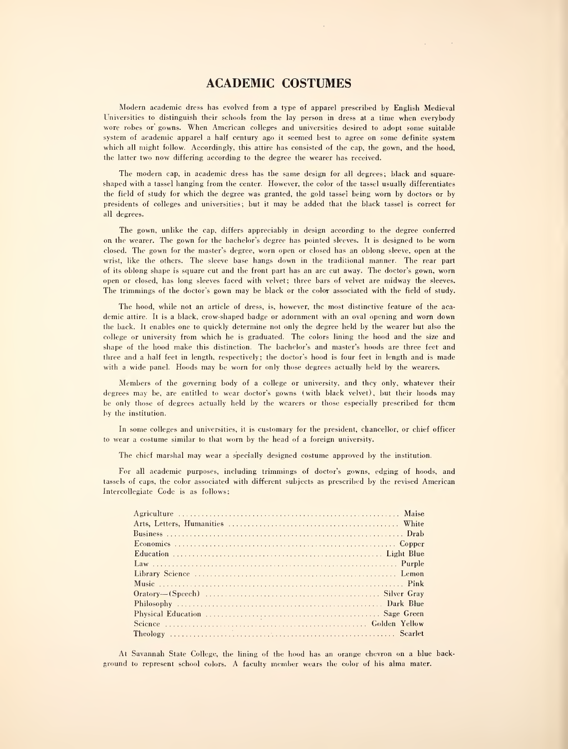# ACADEMIC COSTUMES

Modern academic dress has evolved from a type of apparel prescribed by English Medieval Universities to distinguish their schools from the lay person in dress at a time when everybody wore robes or gowns. When American colleges and universities desired to adopt some suitable system of academic apparel a half century ago it seemed best to agree on some definite system which all might follow. Accordingly, this attire has consisted of the cap, the gown, and the hood, the latter two now differing according to the degree the wearer has received.

The modern cap, in academic dress has the same design for all degrees; black and square-shaped with a tassel hanging from the center. However, the color of the tassel usually differentiates the field of study for which the degree was granted, the gold tassel being worn by doctors or by presidents of colleges and universities; but it may be added that the black tassel is correct for all degrees.

The gown, unlike the cap, differs appreciably in design according to the degree conferred on the wearer. The gown for the bachelor's degree has pointed sleeves. It is designed to be worn closed. The gown for the master's degree, worn open or closed has an oblong sleeve, open at the wrist, like the others. The sleeve base hangs down in the traditional manner. The rear part of its oblong shape is square cut and the front part has an arc cut away. The doctor's gown, worn open or closed, has long sleeves faced with velvet; three bars of velvet are midway the sleeves. The trimmings of the doctor's gown may be black or the color associated with the field of study.

The hood, while not an article of dress, is, however, the most distinctive feature of the academic attire. It is a black, crow-shaped badge or adornment with an oval opening and worn down the back. It enables one to quickly determine not only the degree held by the wearer but also the college or university from which he is graduated. The colors lining the hood and the size and shape of the hood make this distinction. The bachelor's and master's hoods are three feet and three and a half feet in length, respectively; the doctor's hood is four feet in length and is made with a wide panel. Hoods may be worn for only those degrees actually held by the wearers.

Members of the governing body of a college or university, and they only, whatever their degrees may be, are entitled to wear doctor's gowns (with black velvet), but their hoods may be only those of degrees actually held by the wearers or those especially prescribed for them by the institution.

In some colleges and universities, it is customary for the president, chancellor, or chief officer to wear a costume similar to that worn by the head of a foreign university.

The chief marshal may wear a specially designed costume approved by the institution.

For all academic purposes, including trimmings of doctor's gowns, edging of hoods, and tassels of caps, the color associated with different subjects as prescribed by the revised American Intercollegiate Code is as follows:

| Subject | Color |
|---|---|
| Agriculture | Maise |
| Arts, Letters, Humanities | White |
| Business | Drab |
| Economics | Copper |
| Education | Light Blue |
| Law | Purple |
| Library Science | Lemon |
| Music | Pink |
| Oratory—(Speech) | Silver Gray |
| Philosophy | Dark Blue |
| Physical Education | Sage Green |
| Science | Golden Yellow |
| Theology | Scarlet |

At Savannah State College, the lining of the hood has an orange chevron on a blue background to represent school colors. A faculty member wears the color of his alma mater.